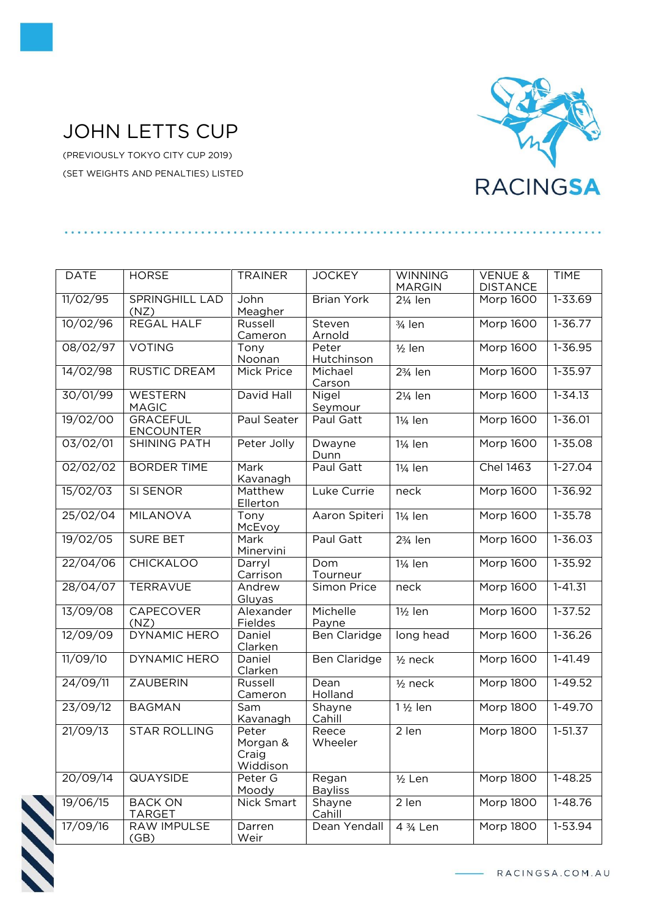# JOHN LETTS CUP

(PREVIOUSLY TOKYO CITY CUP 2019)

(SET WEIGHTS AND PENALTIES) LISTED

| DATE | HORSE | TRAINER | JOCKEY | WINNING MARGIN | VENUE & DISTANCE | TIME |
|---|---|---|---|---|---|---|
| 11/02/95 | SPRINGHILL LAD (NZ) | John Meagher | Brian York | 2¼ len | Morp 1600 | 1-33.69 |
| 10/02/96 | REGAL HALF | Russell Cameron | Steven Arnold | ¾ len | Morp 1600 | 1-36.77 |
| 08/02/97 | VOTING | Tony Noonan | Peter Hutchinson | ½ len | Morp 1600 | 1-36.95 |
| 14/02/98 | RUSTIC DREAM | Mick Price | Michael Carson | 2¾ len | Morp 1600 | 1-35.97 |
| 30/01/99 | WESTERN MAGIC | David Hall | Nigel Seymour | 2¼ len | Morp 1600 | 1-34.13 |
| 19/02/00 | GRACEFUL ENCOUNTER | Paul Seater | Paul Gatt | 1¼ len | Morp 1600 | 1-36.01 |
| 03/02/01 | SHINING PATH | Peter Jolly | Dwayne Dunn | 1¼ len | Morp 1600 | 1-35.08 |
| 02/02/02 | BORDER TIME | Mark Kavanagh | Paul Gatt | 1¼ len | Chel 1463 | 1-27.04 |
| 15/02/03 | SI SENOR | Matthew Ellerton | Luke Currie | neck | Morp 1600 | 1-36.92 |
| 25/02/04 | MILANOVA | Tony McEvoy | Aaron Spiteri | 1¼ len | Morp 1600 | 1-35.78 |
| 19/02/05 | SURE BET | Mark Minervini | Paul Gatt | 2¾ len | Morp 1600 | 1-36.03 |
| 22/04/06 | CHICKALOO | Darryl Carrison | Dom Tourneur | 1¼ len | Morp 1600 | 1-35.92 |
| 28/04/07 | TERRAVUE | Andrew Gluyas | Simon Price | neck | Morp 1600 | 1-41.31 |
| 13/09/08 | CAPECOVER (NZ) | Alexander Fieldes | Michelle Payne | 1½ len | Morp 1600 | 1-37.52 |
| 12/09/09 | DYNAMIC HERO | Daniel Clarken | Ben Claridge | long head | Morp 1600 | 1-36.26 |
| 11/09/10 | DYNAMIC HERO | Daniel Clarken | Ben Claridge | ½ neck | Morp 1600 | 1-41.49 |
| 24/09/11 | ZAUBERIN | Russell Cameron | Dean Holland | ½ neck | Morp 1800 | 1-49.52 |
| 23/09/12 | BAGMAN | Sam Kavanagh | Shayne Cahill | 1 ½ len | Morp 1800 | 1-49.70 |
| 21/09/13 | STAR ROLLING | Peter Morgan & Craig Widdison | Reece Wheeler | 2 len | Morp 1800 | 1-51.37 |
| 20/09/14 | QUAYSIDE | Peter G Moody | Regan Bayliss | ½ Len | Morp 1800 | 1-48.25 |
| 19/06/15 | BACK ON TARGET | Nick Smart | Shayne Cahill | 2 len | Morp 1800 | 1-48.76 |
| 17/09/16 | RAW IMPULSE (GB) | Darren Weir | Dean Yendall | 4 ¾ Len | Morp 1800 | 1-53.94 |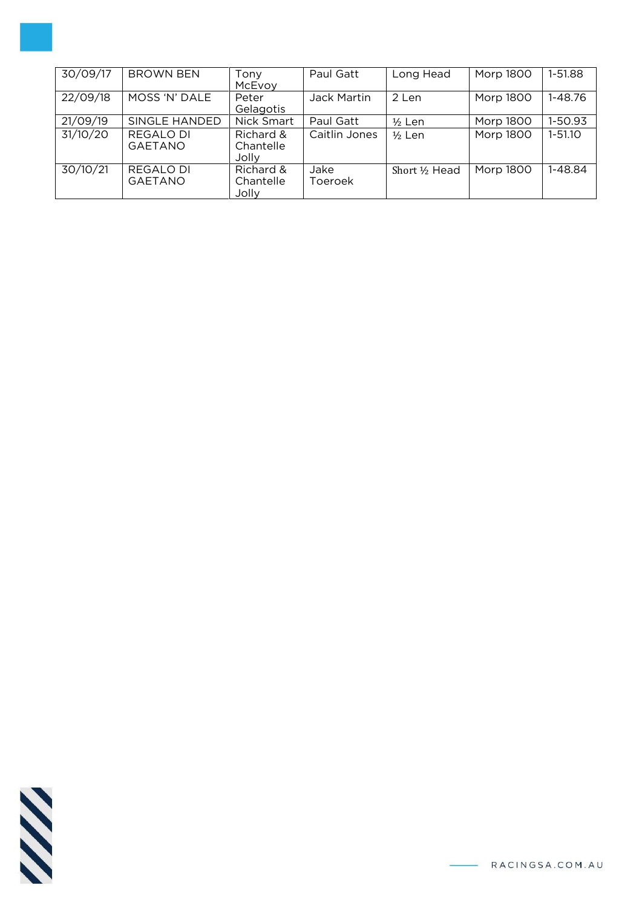| | | | | | | |
|---|---|---|---|---|---|---|
| 30/09/17 | BROWN BEN | Tony McEvoy | Paul Gatt | Long Head | Morp 1800 | 1-51.88 |
| 22/09/18 | MOSS 'N' DALE | Peter Gelagotis | Jack Martin | 2 Len | Morp 1800 | 1-48.76 |
| 21/09/19 | SINGLE HANDED | Nick Smart | Paul Gatt | ½ Len | Morp 1800 | 1-50.93 |
| 31/10/20 | REGALO DI GAETANO | Richard & Chantelle Jolly | Caitlin Jones | ½ Len | Morp 1800 | 1-51.10 |
| 30/10/21 | REGALO DI GAETANO | Richard & Chantelle Jolly | Jake Toeroek | Short ½ Head | Morp 1800 | 1-48.84 |